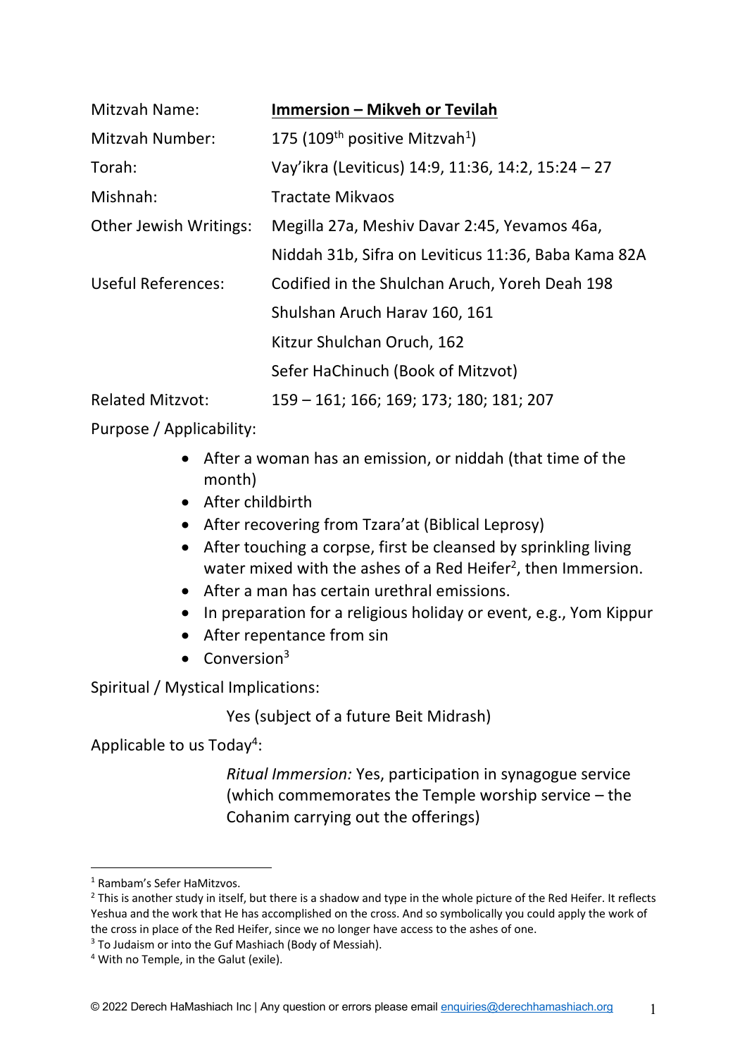| | |
|---|---|
| Mitzvah Name: | **Immersion – Mikveh or Tevilah** |
| Mitzvah Number: | 175 (109th positive Mitzvah[1]) |
| Torah: | Vay'ikra (Leviticus) 14:9, 11:36, 14:2, 15:24 – 27 |
| Mishnah: | Tractate Mikvaos |
| Other Jewish Writings: | Megilla 27a, Meshiv Davar 2:45, Yevamos 46a, Niddah 31b, Sifra on Leviticus 11:36, Baba Kama 82A |
| Useful References: | Codified in the Shulchan Aruch, Yoreh Deah 198<br>Shulshan Aruch Harav 160, 161<br>Kitzur Shulchan Oruch, 162<br>Sefer HaChinuch (Book of Mitzvot) |
| Related Mitzvot: | 159 – 161; 166; 169; 173; 180; 181; 207 |

Purpose / Applicability:

- After a woman has an emission, or niddah (that time of the month)
- After childbirth
- After recovering from Tzara'at (Biblical Leprosy)
- After touching a corpse, first be cleansed by sprinkling living water mixed with the ashes of a Red Heifer[2], then Immersion.
- After a man has certain urethral emissions.
- In preparation for a religious holiday or event, e.g., Yom Kippur
- After repentance from sin
- Conversion[3]

Spiritual / Mystical Implications:

Yes (subject of a future Beit Midrash)

Applicable to us Today[4]:

*Ritual Immersion:* Yes, participation in synagogue service (which commemorates the Temple worship service – the Cohanim carrying out the offerings)

---

[1] Rambam's Sefer HaMitzvos.

[2] This is another study in itself, but there is a shadow and type in the whole picture of the Red Heifer. It reflects Yeshua and the work that He has accomplished on the cross. And so symbolically you could apply the work of the cross in place of the Red Heifer, since we no longer have access to the ashes of one.

[3] To Judaism or into the Guf Mashiach (Body of Messiah).

[4] With no Temple, in the Galut (exile).

© 2022 Derech HaMashiach Inc | Any question or errors please email enquiries@derechhamashiach.org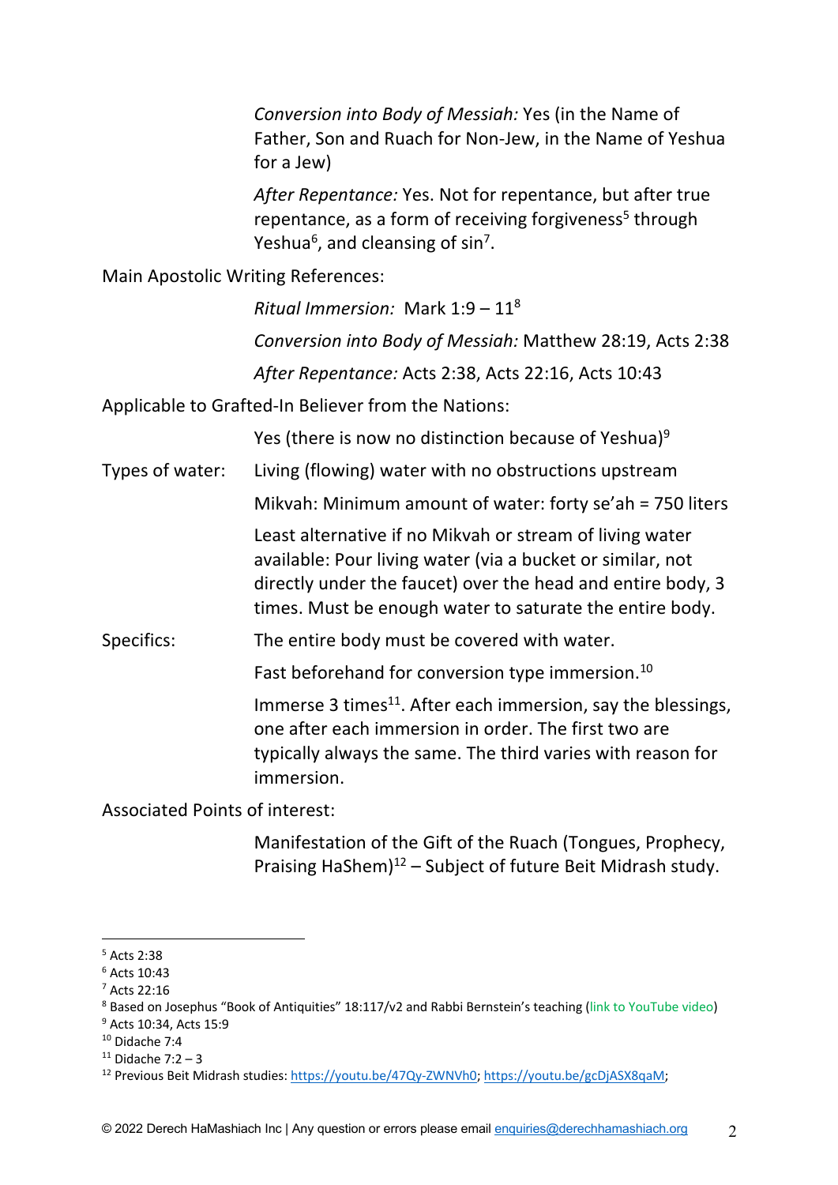*Conversion into Body of Messiah:* Yes (in the Name of Father, Son and Ruach for Non-Jew, in the Name of Yeshua for a Jew)

*After Repentance:* Yes. Not for repentance, but after true repentance, as a form of receiving forgiveness[5] through Yeshua[6], and cleansing of sin[7].

Main Apostolic Writing References:

*Ritual Immersion:* Mark 1:9 – 11[8]

*Conversion into Body of Messiah:* Matthew 28:19, Acts 2:38

*After Repentance:* Acts 2:38, Acts 22:16, Acts 10:43

Applicable to Grafted-In Believer from the Nations:

Yes (there is now no distinction because of Yeshua)[9]

Types of water: Living (flowing) water with no obstructions upstream

Mikvah: Minimum amount of water: forty se'ah = 750 liters

Least alternative if no Mikvah or stream of living water available: Pour living water (via a bucket or similar, not directly under the faucet) over the head and entire body, 3 times. Must be enough water to saturate the entire body.

Specifics: The entire body must be covered with water.

Fast beforehand for conversion type immersion.[10]

Immerse 3 times[11]. After each immersion, say the blessings, one after each immersion in order. The first two are typically always the same. The third varies with reason for immersion.

Associated Points of interest:

Manifestation of the Gift of the Ruach (Tongues, Prophecy, Praising HaShem)[12] – Subject of future Beit Midrash study.

---

[5] Acts 2:38
[6] Acts 10:43
[7] Acts 22:16
[8] Based on Josephus "Book of Antiquities" 18:117/v2 and Rabbi Bernstein's teaching (link to YouTube video)
[9] Acts 10:34, Acts 15:9
[10] Didache 7:4
[11] Didache 7:2 – 3
[12] Previous Beit Midrash studies: https://youtu.be/47Qy-ZWNVh0; https://youtu.be/gcDjASX8qaM;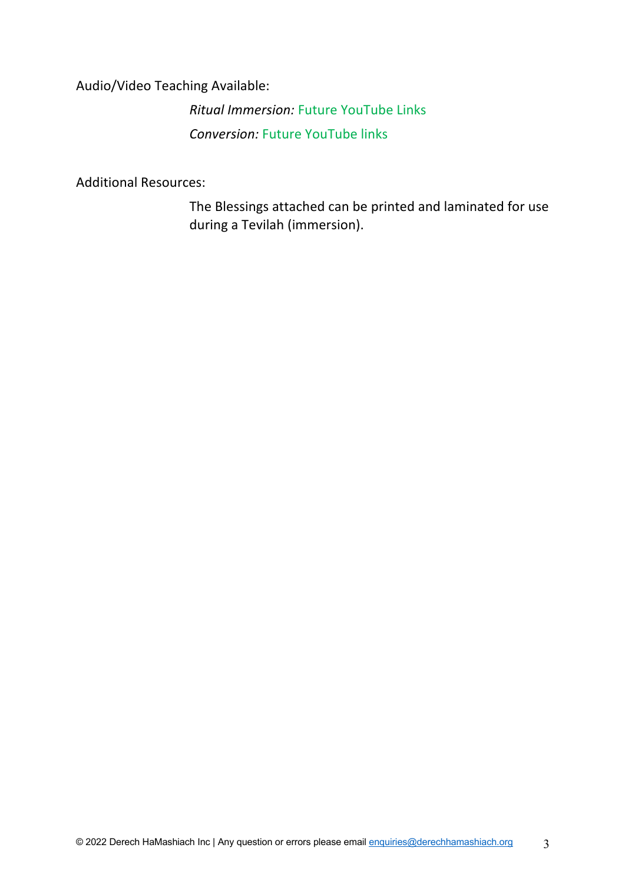Audio/Video Teaching Available:

*Ritual Immersion:* Future YouTube Links

*Conversion:* Future YouTube links

Additional Resources:

The Blessings attached can be printed and laminated for use during a Tevilah (immersion).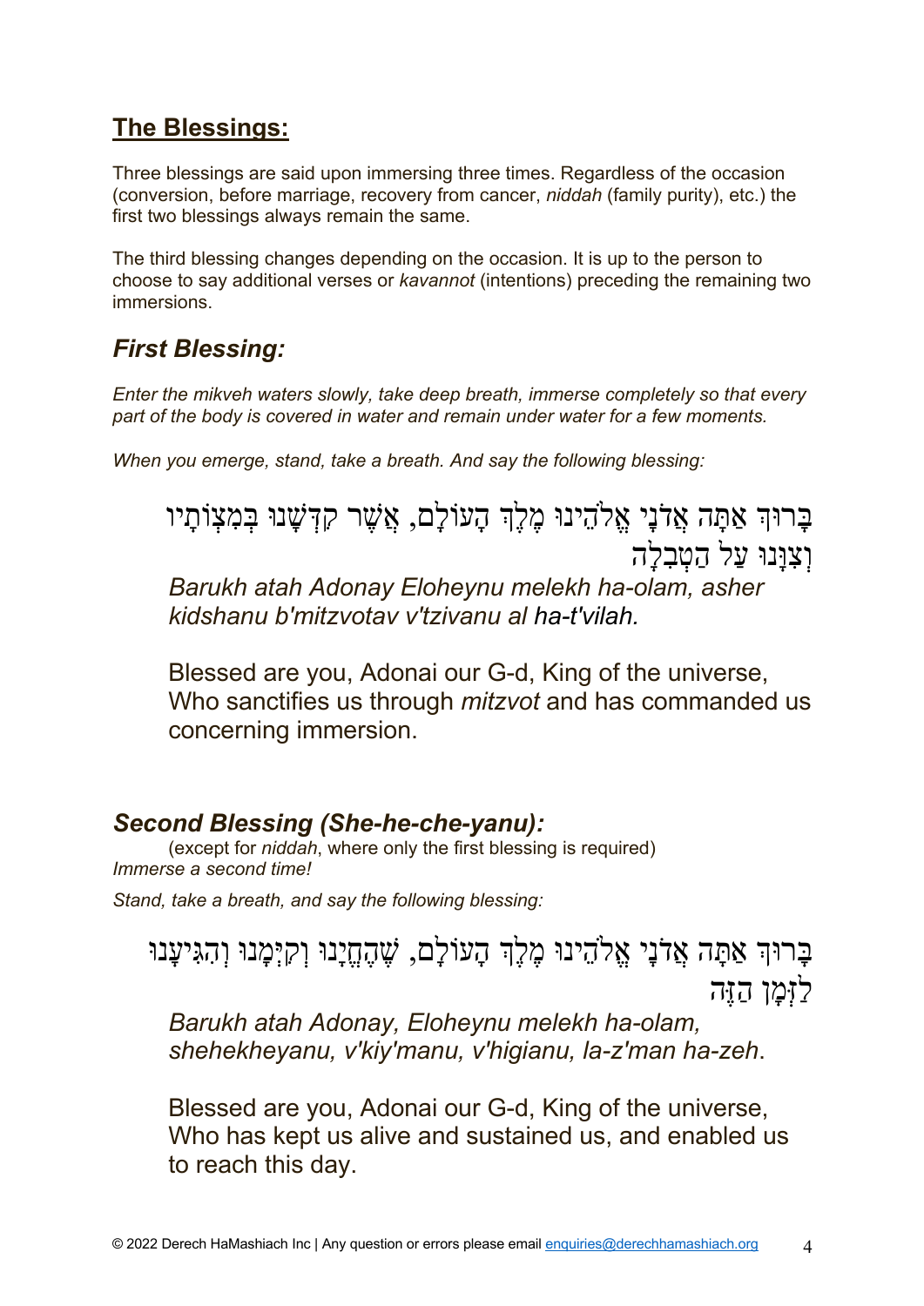## The Blessings:

Three blessings are said upon immersing three times. Regardless of the occasion (conversion, before marriage, recovery from cancer, *niddah* (family purity), etc.) the first two blessings always remain the same.

The third blessing changes depending on the occasion. It is up to the person to choose to say additional verses or *kavannot* (intentions) preceding the remaining two immersions.

### *First Blessing:*

*Enter the mikveh waters slowly, take deep breath, immerse completely so that every part of the body is covered in water and remain under water for a few moments.*

*When you emerge, stand, take a breath. And say the following blessing:*

בָּרוּךְ אַתָּה אֲדֹנָי אֱלֹהֵינוּ מֶלֶךְ הָעוֹלָם, אֲשֶׁר קִדְּשָׁנוּ בְּמִצְוֹתָיו וְצִוָּנוּ עַל הַטְּבִלָה

*Barukh atah Adonay Eloheynu melekh ha-olam, asher kidshanu b'mitzvotav v'tzivanu al ha-t'vilah.*

Blessed are you, Adonai our G-d, King of the universe, Who sanctifies us through *mitzvot* and has commanded us concerning immersion.

### *Second Blessing (She-he-che-yanu):*

(except for *niddah*, where only the first blessing is required)

*Immerse a second time!*

*Stand, take a breath, and say the following blessing:*

בָּרוּךְ אַתָּה אֲדֹנָי אֱלֹהֵינוּ מֶלֶךְ הָעוֹלָם, שֶׁהֶחֱיָנוּ וְקִיְּמָנוּ וְהִגִּיעָנוּ לַזְּמַן הַזֶּה

*Barukh atah Adonay, Eloheynu melekh ha-olam, shehekheyanu, v'kiy'manu, v'higianu, la-z'man ha-zeh*.

Blessed are you, Adonai our G-d, King of the universe, Who has kept us alive and sustained us, and enabled us to reach this day.

© 2022 Derech HaMashiach Inc | Any question or errors please email enquiries@derechhamashiach.org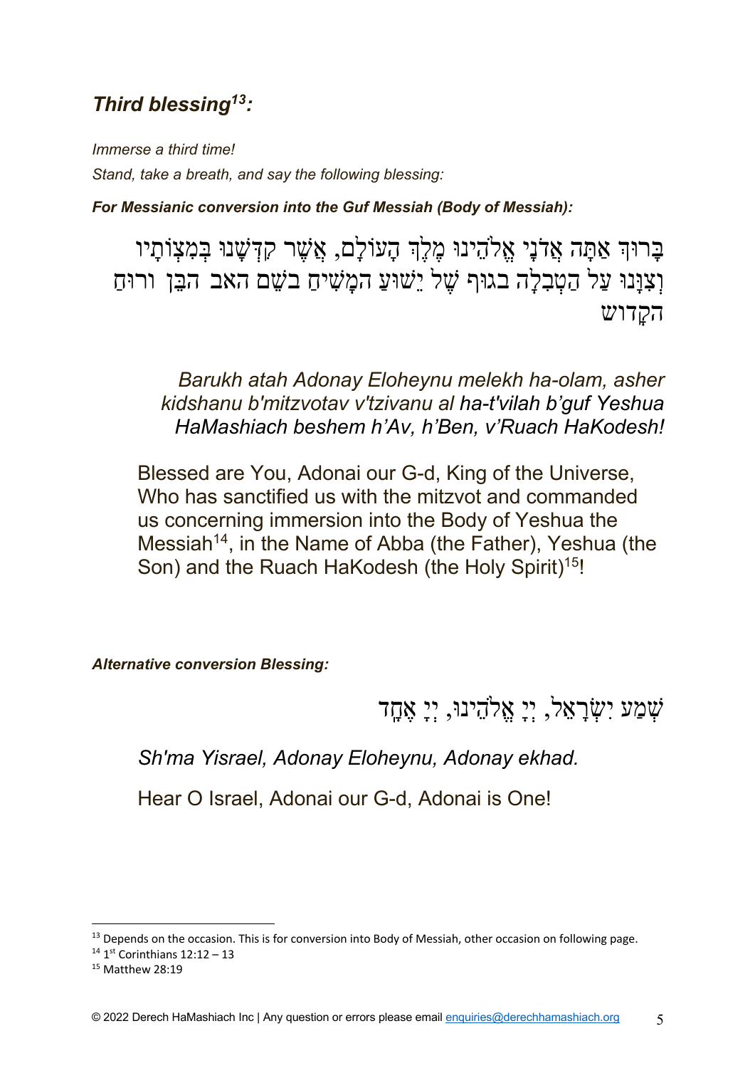## *Third blessing[13]:*

*Immerse a third time!*
*Stand, take a breath, and say the following blessing:*

***For Messianic conversion into the Guf Messiah (Body of Messiah):***

בָּרוּךְ אַתָּה אֲדֹנָי אֱלֹהֵינוּ מֶלֶךְ הָעוֹלָם, אֲשֶׁר קִדְּשָׁנוּ בְּמִצְוֹתָיו וְצִוָּנוּ עַל הַטְבִלָה בגוּף שֶׁל יֵשׁוּעַ הַמָּשִׁיחַ בשֵׁם האב הבֵּן ורוּחַ הקָדוש

*Barukh atah Adonay Eloheynu melekh ha-olam, asher kidshanu b'mitzvotav v'tzivanu al ha-t'vilah b'guf Yeshua HaMashiach beshem h'Av, h'Ben, v'Ruach HaKodesh!*

Blessed are You, Adonai our G-d, King of the Universe, Who has sanctified us with the mitzvot and commanded us concerning immersion into the Body of Yeshua the Messiah[14], in the Name of Abba (the Father), Yeshua (the Son) and the Ruach HaKodesh (the Holy Spirit)[15]!

***Alternative conversion Blessing:***

שְׁמַע יִשְׂרָאֵל, יְיָ אֱלֹהֵינוּ, יְיָ אֶחָד

*Sh'ma Yisrael, Adonay Eloheynu, Adonay ekhad.*

Hear O Israel, Adonai our G-d, Adonai is One!

---

[13] Depends on the occasion. This is for conversion into Body of Messiah, other occasion on following page.

[14] 1st Corinthians 12:12 – 13

[15] Matthew 28:19

© 2022 Derech HaMashiach Inc | Any question or errors please email enquiries@derechhamashiach.org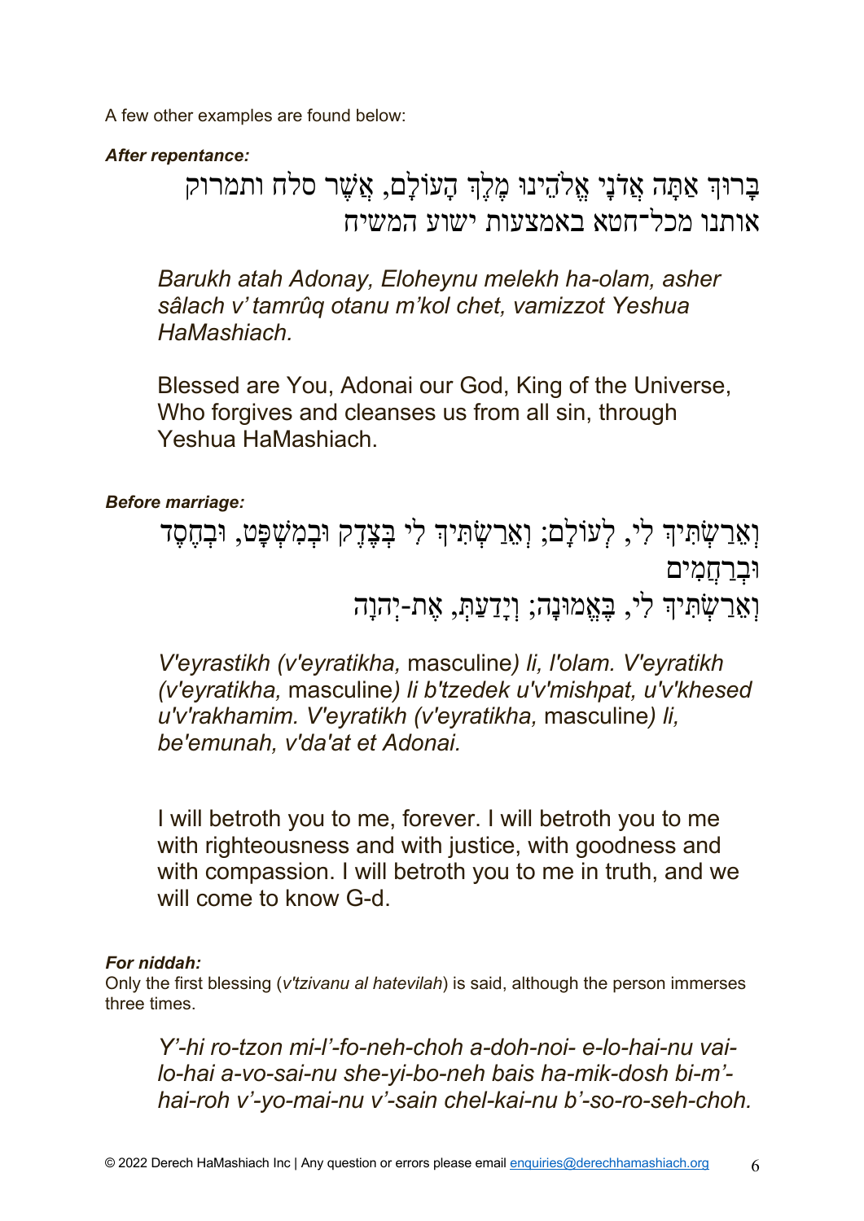A few other examples are found below:

***After repentance:***

בָּרוּךְ אַתָּה אֲדֹנָי אֱלֹהֵינוּ מֶלֶךְ הָעוֹלָם, אֲשֶׁר סלח ותמרוק אותנו מכל־חטא באמצעות ישוע המשיח

*Barukh atah Adonay, Eloheynu melekh ha-olam, asher sâlach v' tamrûq otanu m'kol chet, vamizzot Yeshua HaMashiach.*

Blessed are You, Adonai our God, King of the Universe, Who forgives and cleanses us from all sin, through Yeshua HaMashiach.

***Before marriage:***

וְאֵרַשְׂתִּיךְ לִי, לְעוֹלָם; וְאֵרַשְׂתִּיךְ לִי בְּצֶדֶק וּבְמִשְׁפָּט, וּבְחֶסֶד וּבְרַחֲמִים
וְאֵרַשְׂתִּיךְ לִי, בֶּאֱמוּנָה; וְיָדַעַתְּ, אֶת-יְהוָה

*V'eyrastikh (v'eyratikha,* masculine*) li, l'olam. V'eyratikh (v'eyratikha,* masculine*) li b'tzedek u'v'mishpat, u'v'khesed u'v'rakhamim. V'eyratikh (v'eyratikha,* masculine*) li, be'emunah, v'da'at et Adonai.*

I will betroth you to me, forever. I will betroth you to me with righteousness and with justice, with goodness and with compassion. I will betroth you to me in truth, and we will come to know G-d.

***For niddah:***
Only the first blessing (*v'tzivanu al hatevilah*) is said, although the person immerses three times.

*Y'-hi ro-tzon mi-l'-fo-neh-choh a-doh-noi- e-lo-hai-nu vai-lo-hai a-vo-sai-nu she-yi-bo-neh bais ha-mik-dosh bi-m'-hai-roh v'-yo-mai-nu v'-sain chel-kai-nu b'-so-ro-seh-choh.*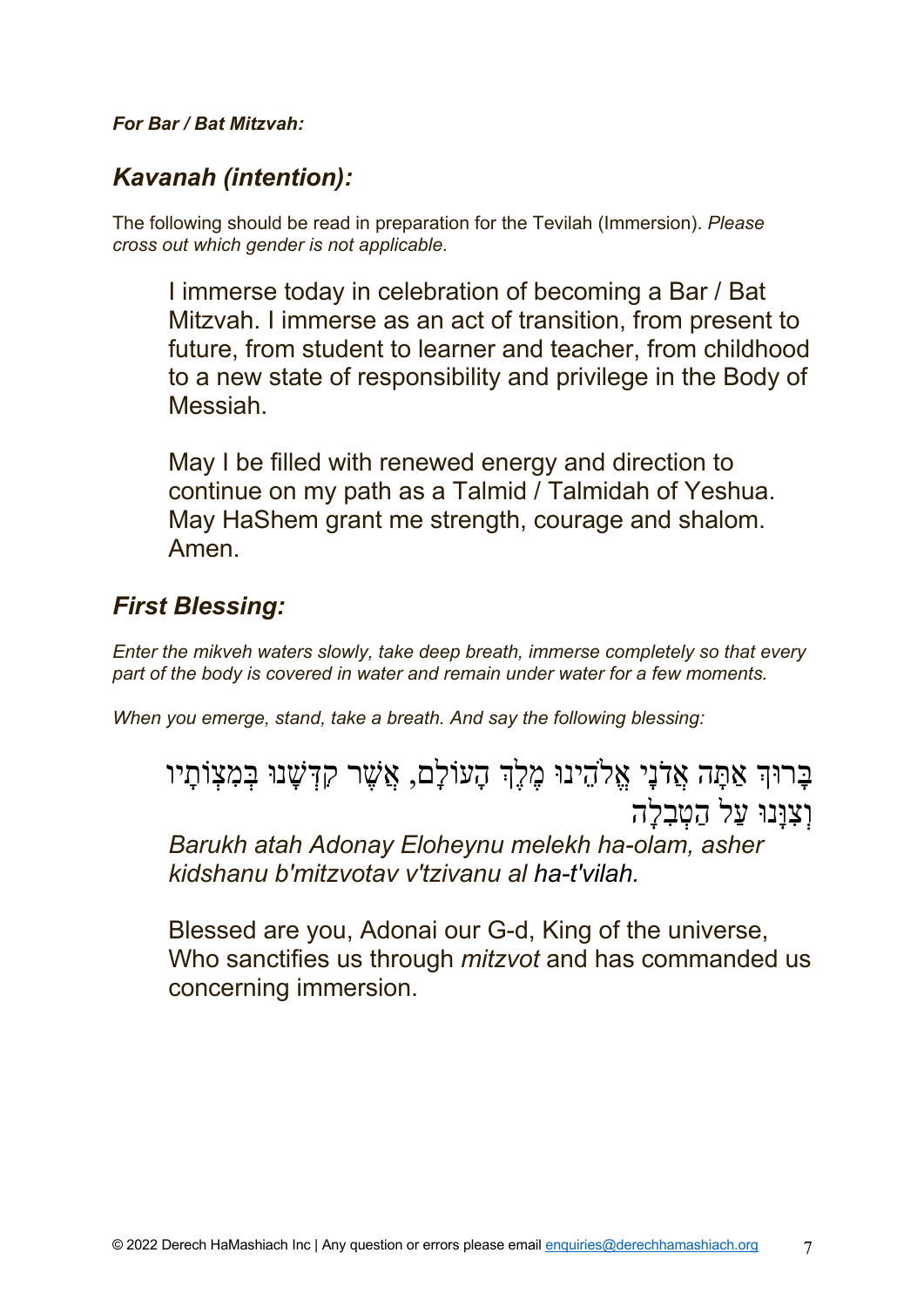***For Bar / Bat Mitzvah:***

## *Kavanah (intention):*

The following should be read in preparation for the Tevilah (Immersion). *Please cross out which gender is not applicable.*

> I immerse today in celebration of becoming a Bar / Bat Mitzvah. I immerse as an act of transition, from present to future, from student to learner and teacher, from childhood to a new state of responsibility and privilege in the Body of Messiah.
>
> May I be filled with renewed energy and direction to continue on my path as a Talmid / Talmidah of Yeshua. May HaShem grant me strength, courage and shalom. Amen.

## *First Blessing:*

*Enter the mikveh waters slowly, take deep breath, immerse completely so that every part of the body is covered in water and remain under water for a few moments.*

*When you emerge, stand, take a breath. And say the following blessing:*

> בָּרוּךְ אַתָּה אֲדֹנָי אֱלֹהֵינוּ מֶלֶךְ הָעוֹלָם, אֲשֶׁר קִדְּשָׁנוּ בְּמִצְוֹתָיו וְצִוָּנוּ עַל הַטְבִלָה
>
> *Barukh atah Adonay Eloheynu melekh ha-olam, asher kidshanu b'mitzvotav v'tzivanu al ha-t'vilah.*
>
> Blessed are you, Adonai our G-d, King of the universe, Who sanctifies us through *mitzvot* and has commanded us concerning immersion.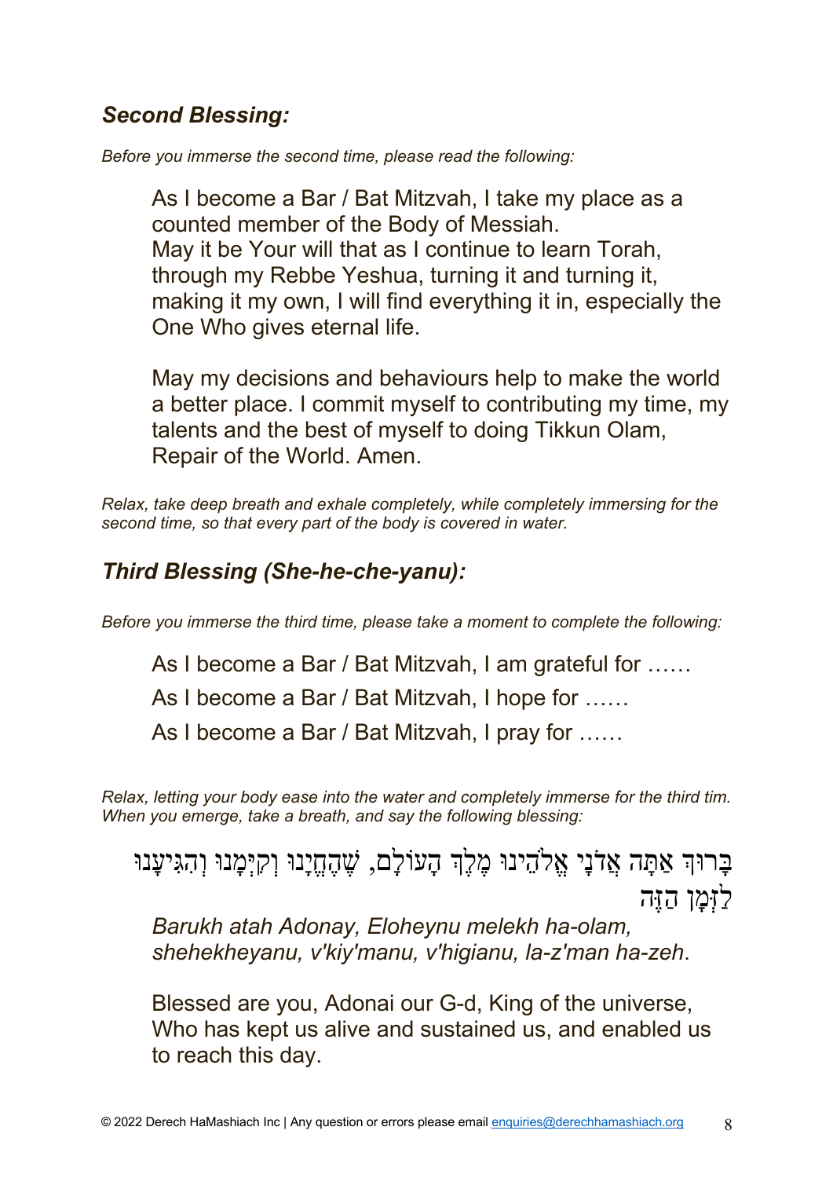### ***Second Blessing:***

*Before you immerse the second time, please read the following:*

As I become a Bar / Bat Mitzvah, I take my place as a counted member of the Body of Messiah.
May it be Your will that as I continue to learn Torah, through my Rebbe Yeshua, turning it and turning it, making it my own, I will find everything it in, especially the One Who gives eternal life.

May my decisions and behaviours help to make the world a better place. I commit myself to contributing my time, my talents and the best of myself to doing Tikkun Olam, Repair of the World. Amen.

*Relax, take deep breath and exhale completely, while completely immersing for the second time, so that every part of the body is covered in water.*

### ***Third Blessing (She-he-che-yanu):***

*Before you immerse the third time, please take a moment to complete the following:*

As I become a Bar / Bat Mitzvah, I am grateful for ……

As I become a Bar / Bat Mitzvah, I hope for ……

As I become a Bar / Bat Mitzvah, I pray for ……

*Relax, letting your body ease into the water and completely immerse for the third tim. When you emerge, take a breath, and say the following blessing:*

בָּרוּךְ אַתָּה אֲדֹנָי אֱלֹהֵינוּ מֶלֶךְ הָעוֹלָם, שֶׁהֶחֱיָנוּ וְקִיְּמָנוּ וְהִגִּיעָנוּ לַזְּמַן הַזֶּה

*Barukh atah Adonay, Eloheynu melekh ha-olam, shehekheyanu, v'kiy'manu, v'higianu, la-z'man ha-zeh*.

Blessed are you, Adonai our G-d, King of the universe, Who has kept us alive and sustained us, and enabled us to reach this day.

© 2022 Derech HaMashiach Inc | Any question or errors please email enquiries@derechhamashiach.org